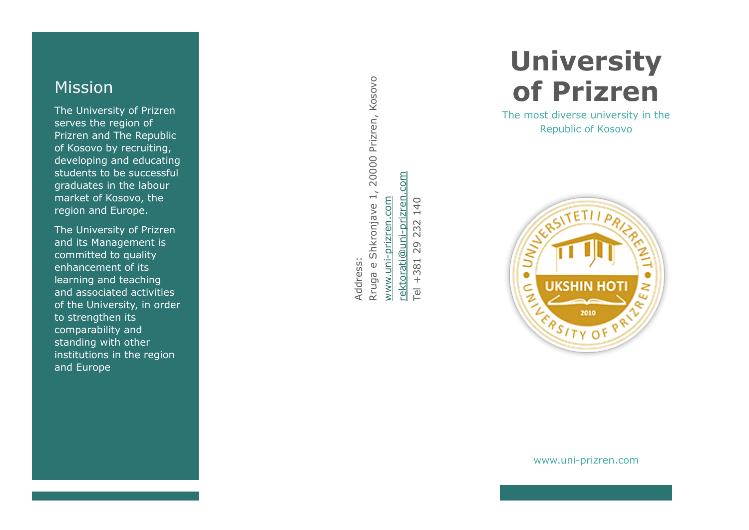## Mission

The University of Prizren serves the region of Prizren and The Republic of Kosovo by recruiting, developing and educating students to be successful graduates in the labour market of Kosovo, the region and Europe.

The University of Prizren and its Management is committed to quality enhancement of its learning and teaching and associated activities of the University, in order to strengthen its comparability and standing with other institutions in the region and Europe

Address:
Rruga e Shkronjave 1, 20000 Prizren, Kosovo
www.uni-prizren.com
rektorati@uni-prizren.com
Tel +381 29 232 140

# University of Prizren

The most diverse university in the Republic of Kosovo

www.uni-prizren.com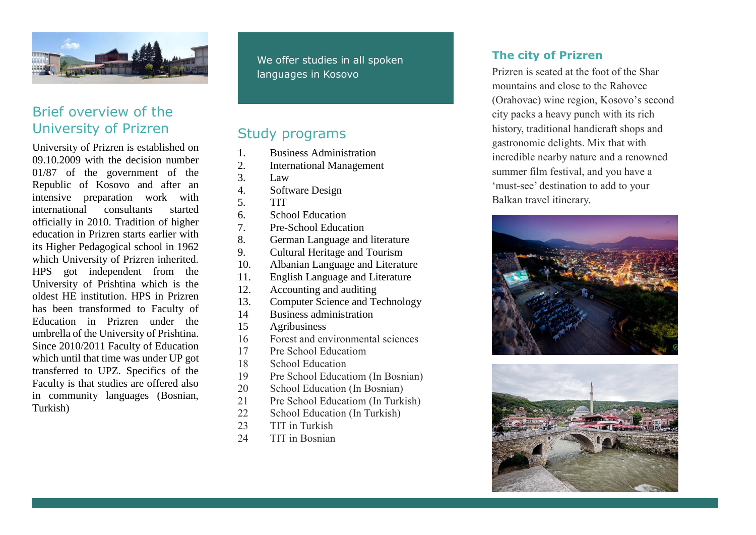## Brief overview of the University of Prizren

University of Prizren is established on 09.10.2009 with the decision number 01/87 of the government of the Republic of Kosovo and after an intensive preparation work with international consultants started officially in 2010. Tradition of higher education in Prizren starts earlier with its Higher Pedagogical school in 1962 which University of Prizren inherited. HPS got independent from the University of Prishtina which is the oldest HE institution. HPS in Prizren has been transformed to Faculty of Education in Prizren under the umbrella of the University of Prishtina. Since 2010/2011 Faculty of Education which until that time was under UP got transferred to UPZ. Specifics of the Faculty is that studies are offered also in community languages (Bosnian, Turkish)

We offer studies in all spoken languages in Kosovo

## Study programs

1. Business Administration
2. International Management
3. Law
4. Software Design
5. TIT
6. School Education
7. Pre-School Education
8. German Language and literature
9. Cultural Heritage and Tourism
10. Albanian Language and Literature
11. English Language and Literature
12. Accounting and auditing
13. Computer Science and Technology
14. Business administration
15. Agribusiness
16. Forest and environmental sciences
17. Pre School Educatiom
18. School Education
19. Pre School Educatiom (In Bosnian)
20. School Education (In Bosnian)
21. Pre School Educatiom (In Turkish)
22. School Education (In Turkish)
23. TIT in Turkish
24. TIT in Bosnian

## The city of Prizren

Prizren is seated at the foot of the Shar mountains and close to the Rahovec (Orahovac) wine region, Kosovo's second city packs a heavy punch with its rich history, traditional handicraft shops and gastronomic delights. Mix that with incredible nearby nature and a renowned summer film festival, and you have a 'must-see' destination to add to your Balkan travel itinerary.